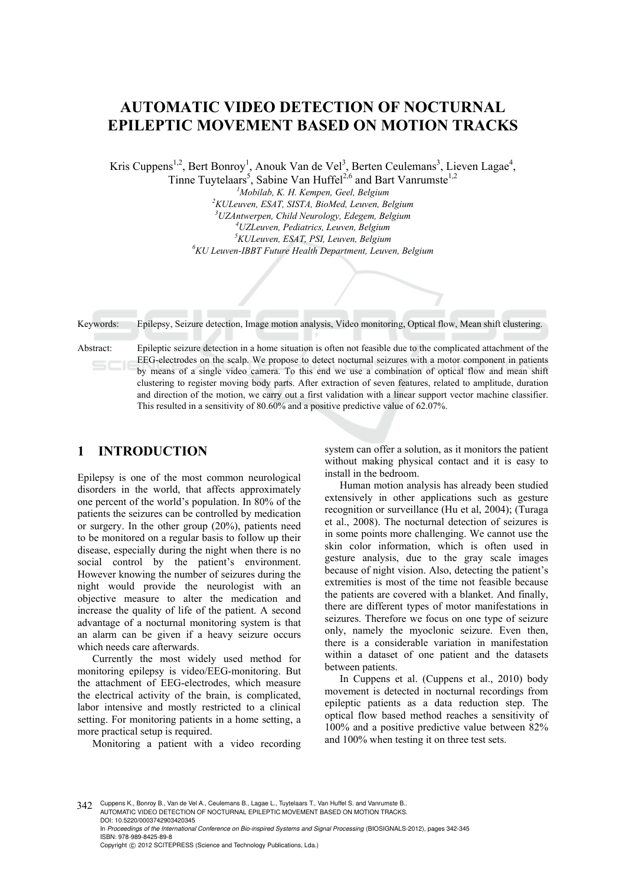# AUTOMATIC VIDEO DETECTION OF NOCTURNAL EPILEPTIC MOVEMENT BASED ON MOTION TRACKS

Kris Cuppens[1,2], Bert Bonroy[1], Anouk Van de Vel[3], Berten Ceulemans[3], Lieven Lagae[4], Tinne Tuytelaars[5], Sabine Van Huffel[2,6] and Bart Vanrumste[1,2]

[1]*Mobilab, K. H. Kempen, Geel, Belgium*
[2]*KULeuven, ESAT, SISTA, BioMed, Leuven, Belgium*
[3]*UZAntwerpen, Child Neurology, Edegem, Belgium*
[4]*UZLeuven, Pediatrics, Leuven, Belgium*
[5]*KULeuven, ESAT, PSI, Leuven, Belgium*
[6]*KU Leuven-IBBT Future Health Department, Leuven, Belgium*

Keywords: Epilepsy, Seizure detection, Image motion analysis, Video monitoring, Optical flow, Mean shift clustering.

Abstract: Epileptic seizure detection in a home situation is often not feasible due to the complicated attachment of the EEG-electrodes on the scalp. We propose to detect nocturnal seizures with a motor component in patients by means of a single video camera. To this end we use a combination of optical flow and mean shift clustering to register moving body parts. After extraction of seven features, related to amplitude, duration and direction of the motion, we carry out a first validation with a linear support vector machine classifier. This resulted in a sensitivity of 80.60% and a positive predictive value of 62.07%.

## 1 INTRODUCTION

Epilepsy is one of the most common neurological disorders in the world, that affects approximately one percent of the world's population. In 80% of the patients the seizures can be controlled by medication or surgery. In the other group (20%), patients need to be monitored on a regular basis to follow up their disease, especially during the night when there is no social control by the patient's environment. However knowing the number of seizures during the night would provide the neurologist with an objective measure to alter the medication and increase the quality of life of the patient. A second advantage of a nocturnal monitoring system is that an alarm can be given if a heavy seizure occurs which needs care afterwards.

Currently the most widely used method for monitoring epilepsy is video/EEG-monitoring. But the attachment of EEG-electrodes, which measure the electrical activity of the brain, is complicated, labor intensive and mostly restricted to a clinical setting. For monitoring patients in a home setting, a more practical setup is required.

Monitoring a patient with a video recording system can offer a solution, as it monitors the patient without making physical contact and it is easy to install in the bedroom.

Human motion analysis has already been studied extensively in other applications such as gesture recognition or surveillance (Hu et al, 2004); (Turaga et al., 2008). The nocturnal detection of seizures is in some points more challenging. We cannot use the skin color information, which is often used in gesture analysis, due to the gray scale images because of night vision. Also, detecting the patient's extremities is most of the time not feasible because the patients are covered with a blanket. And finally, there are different types of motor manifestations in seizures. Therefore we focus on one type of seizure only, namely the myoclonic seizure. Even then, there is a considerable variation in manifestation within a dataset of one patient and the datasets between patients.

In Cuppens et al. (Cuppens et al., 2010) body movement is detected in nocturnal recordings from epileptic patients as a data reduction step. The optical flow based method reaches a sensitivity of 100% and a positive predictive value between 82% and 100% when testing it on three test sets.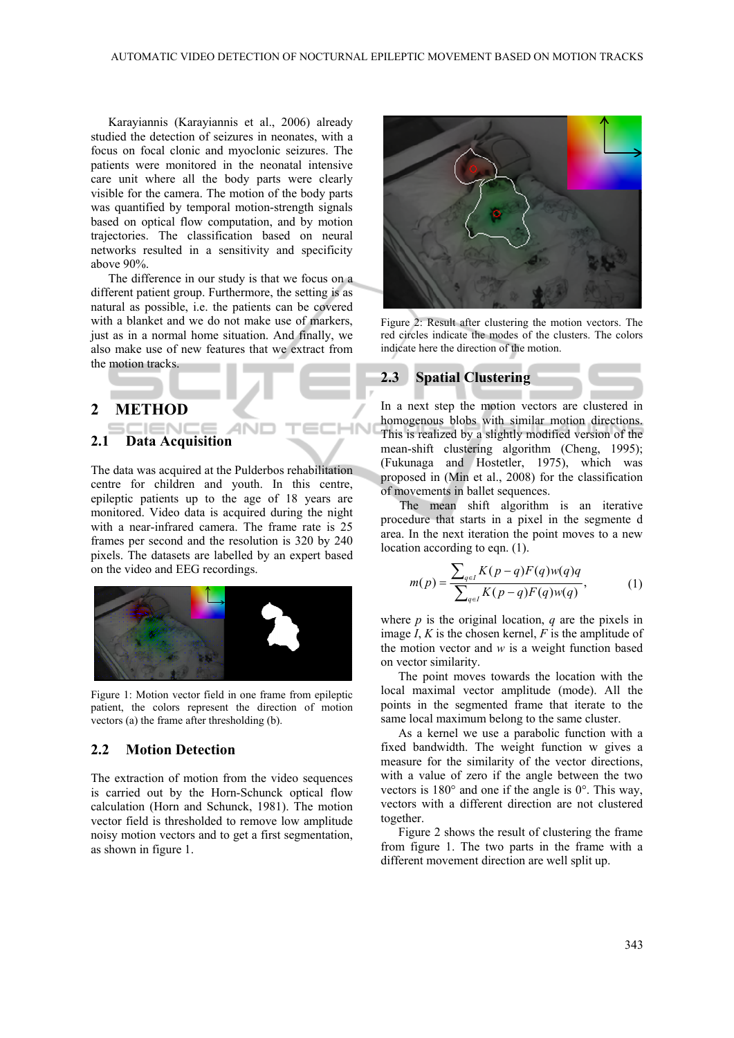Karayiannis (Karayiannis et al., 2006) already studied the detection of seizures in neonates, with a focus on focal clonic and myoclonic seizures. The patients were monitored in the neonatal intensive care unit where all the body parts were clearly visible for the camera. The motion of the body parts was quantified by temporal motion-strength signals based on optical flow computation, and by motion trajectories. The classification based on neural networks resulted in a sensitivity and specificity above 90%.

The difference in our study is that we focus on a different patient group. Furthermore, the setting is as natural as possible, i.e. the patients can be covered with a blanket and we do not make use of markers, just as in a normal home situation. And finally, we also make use of new features that we extract from the motion tracks.

# 2 METHOD

## 2.1 Data Acquisition

The data was acquired at the Pulderbos rehabilitation centre for children and youth. In this centre, epileptic patients up to the age of 18 years are monitored. Video data is acquired during the night with a near-infrared camera. The frame rate is 25 frames per second and the resolution is 320 by 240 pixels. The datasets are labelled by an expert based on the video and EEG recordings.

Figure 1: Motion vector field in one frame from epileptic patient, the colors represent the direction of motion vectors (a) the frame after thresholding (b).

## 2.2 Motion Detection

The extraction of motion from the video sequences is carried out by the Horn-Schunck optical flow calculation (Horn and Schunck, 1981). The motion vector field is thresholded to remove low amplitude noisy motion vectors and to get a first segmentation, as shown in figure 1.

Figure 2: Result after clustering the motion vectors. The red circles indicate the modes of the clusters. The colors indicate here the direction of the motion.

## 2.3 Spatial Clustering

In a next step the motion vectors are clustered in homogenous blobs with similar motion directions. This is realized by a slightly modified version of the mean-shift clustering algorithm (Cheng, 1995); (Fukunaga and Hostetler, 1975), which was proposed in (Min et al., 2008) for the classification of movements in ballet sequences.

The mean shift algorithm is an iterative procedure that starts in a pixel in the segmente d area. In the next iteration the point moves to a new location according to eqn. (1).

$$m(p) = \frac{\sum_{q \in I} K(p-q)F(q)w(q)q}{\sum_{q \in I} K(p-q)F(q)w(q)}, \qquad (1)$$

where $p$ is the original location, $q$ are the pixels in image $I$, $K$ is the chosen kernel, $F$ is the amplitude of the motion vector and $w$ is a weight function based on vector similarity.

The point moves towards the location with the local maximal vector amplitude (mode). All the points in the segmented frame that iterate to the same local maximum belong to the same cluster.

As a kernel we use a parabolic function with a fixed bandwidth. The weight function w gives a measure for the similarity of the vector directions, with a value of zero if the angle between the two vectors is 180° and one if the angle is 0°. This way, vectors with a different direction are not clustered together.

Figure 2 shows the result of clustering the frame from figure 1. The two parts in the frame with a different movement direction are well split up.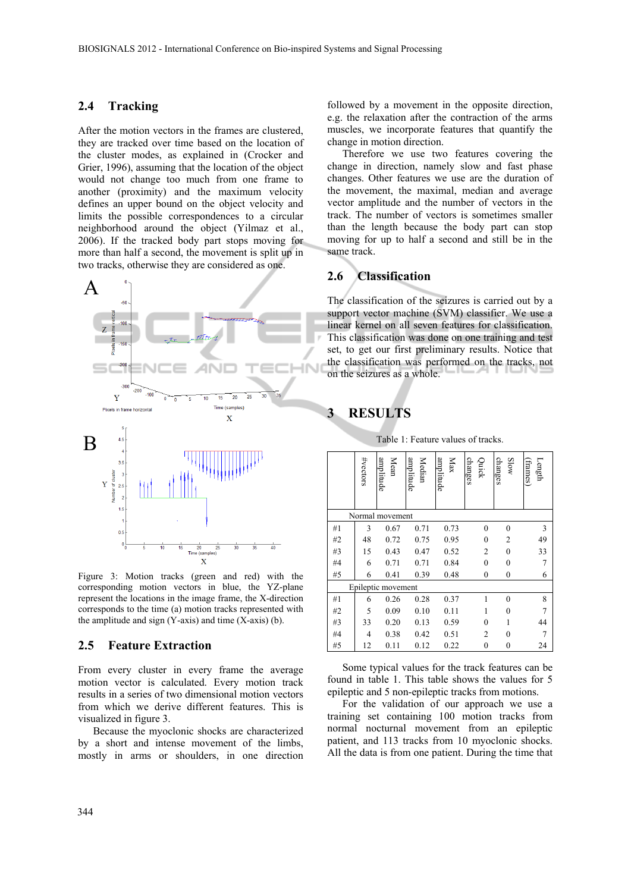## 2.4 Tracking

After the motion vectors in the frames are clustered, they are tracked over time based on the location of the cluster modes, as explained in (Crocker and Grier, 1996), assuming that the location of the object would not change too much from one frame to another (proximity) and the maximum velocity defines an upper bound on the object velocity and limits the possible correspondences to a circular neighborhood around the object (Yilmaz et al., 2006). If the tracked body part stops moving for more than half a second, the movement is split up in two tracks, otherwise they are considered as one.

Figure 3: Motion tracks (green and red) with the corresponding motion vectors in blue, the YZ-plane represent the locations in the image frame, the X-direction corresponds to the time (a) motion tracks represented with the amplitude and sign (Y-axis) and time (X-axis) (b).

## 2.5 Feature Extraction

From every cluster in every frame the average motion vector is calculated. Every motion track results in a series of two dimensional motion vectors from which we derive different features. This is visualized in figure 3.

Because the myoclonic shocks are characterized by a short and intense movement of the limbs, mostly in arms or shoulders, in one direction followed by a movement in the opposite direction, e.g. the relaxation after the contraction of the arms muscles, we incorporate features that quantify the change in motion direction.

Therefore we use two features covering the change in direction, namely slow and fast phase changes. Other features we use are the duration of the movement, the maximal, median and average vector amplitude and the number of vectors in the track. The number of vectors is sometimes smaller than the length because the body part can stop moving for up to half a second and still be in the same track.

## 2.6 Classification

The classification of the seizures is carried out by a support vector machine (SVM) classifier. We use a linear kernel on all seven features for classification. This classification was done on one training and test set, to get our first preliminary results. Notice that the classification was performed on the tracks, not on the seizures as a whole.

# 3 RESULTS

Table 1: Feature values of tracks.

| | #vectors | Mean amplitude | Median amplitude | Max amplitude | Quick changes | Slow changes | Length (frames) |
|---|---|---|---|---|---|---|---|
| Normal movement | | | | | | | |
| #1 | 3 | 0.67 | 0.71 | 0.73 | 0 | 0 | 3 |
| #2 | 48 | 0.72 | 0.75 | 0.95 | 0 | 2 | 49 |
| #3 | 15 | 0.43 | 0.47 | 0.52 | 2 | 0 | 33 |
| #4 | 6 | 0.71 | 0.71 | 0.84 | 0 | 0 | 7 |
| #5 | 6 | 0.41 | 0.39 | 0.48 | 0 | 0 | 6 |
| Epileptic movement | | | | | | | |
| #1 | 6 | 0.26 | 0.28 | 0.37 | 1 | 0 | 8 |
| #2 | 5 | 0.09 | 0.10 | 0.11 | 1 | 0 | 7 |
| #3 | 33 | 0.20 | 0.13 | 0.59 | 0 | 1 | 44 |
| #4 | 4 | 0.38 | 0.42 | 0.51 | 2 | 0 | 7 |
| #5 | 12 | 0.11 | 0.12 | 0.22 | 0 | 0 | 24 |

Some typical values for the track features can be found in table 1. This table shows the values for 5 epileptic and 5 non-epileptic tracks from motions.

For the validation of our approach we use a training set containing 100 motion tracks from normal nocturnal movement from an epileptic patient, and 113 tracks from 10 myoclonic shocks. All the data is from one patient. During the time that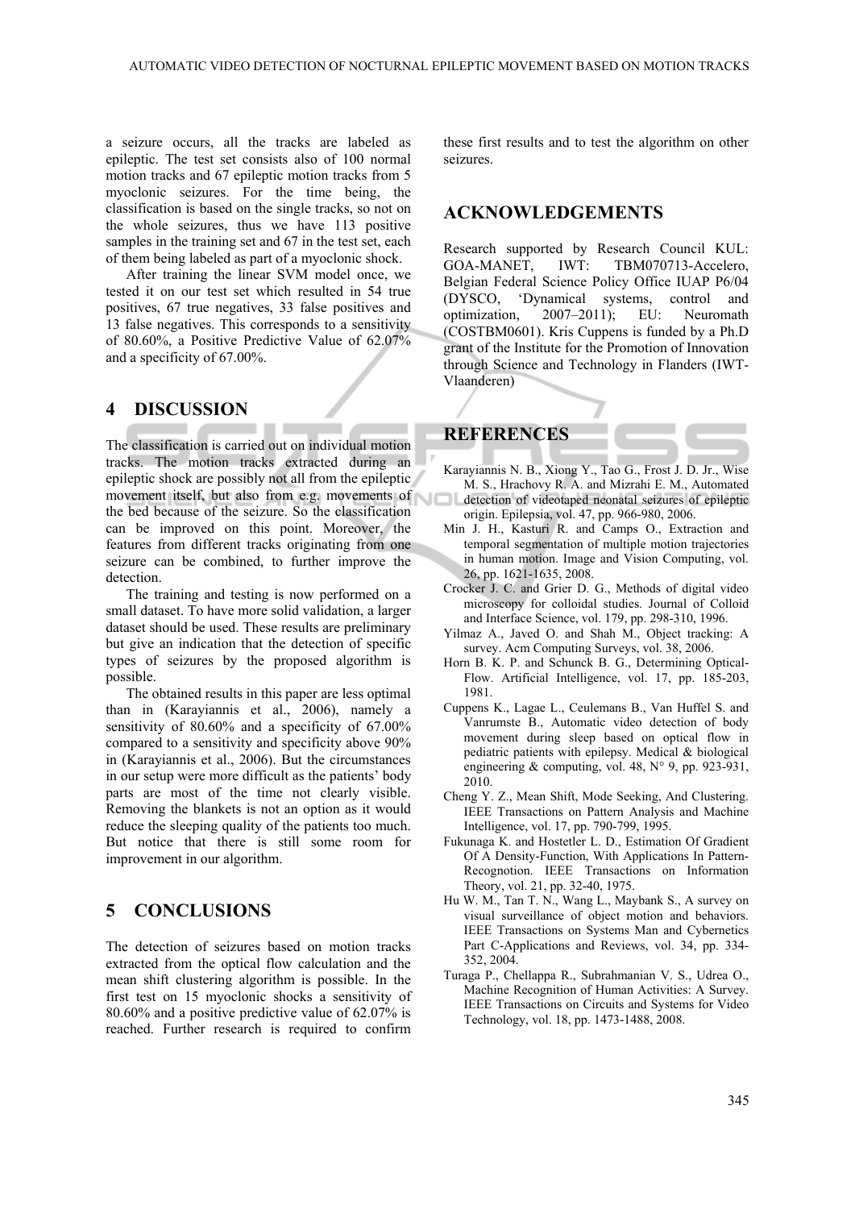a seizure occurs, all the tracks are labeled as epileptic. The test set consists also of 100 normal motion tracks and 67 epileptic motion tracks from 5 myoclonic seizures. For the time being, the classification is based on the single tracks, so not on the whole seizures, thus we have 113 positive samples in the training set and 67 in the test set, each of them being labeled as part of a myoclonic shock.

After training the linear SVM model once, we tested it on our test set which resulted in 54 true positives, 67 true negatives, 33 false positives and 13 false negatives. This corresponds to a sensitivity of 80.60%, a Positive Predictive Value of 62.07% and a specificity of 67.00%.

## 4 DISCUSSION

The classification is carried out on individual motion tracks. The motion tracks extracted during an epileptic shock are possibly not all from the epileptic movement itself, but also from e.g. movements of the bed because of the seizure. So the classification can be improved on this point. Moreover, the features from different tracks originating from one seizure can be combined, to further improve the detection.

The training and testing is now performed on a small dataset. To have more solid validation, a larger dataset should be used. These results are preliminary but give an indication that the detection of specific types of seizures by the proposed algorithm is possible.

The obtained results in this paper are less optimal than in (Karayiannis et al., 2006), namely a sensitivity of 80.60% and a specificity of 67.00% compared to a sensitivity and specificity above 90% in (Karayiannis et al., 2006). But the circumstances in our setup were more difficult as the patients' body parts are most of the time not clearly visible. Removing the blankets is not an option as it would reduce the sleeping quality of the patients too much. But notice that there is still some room for improvement in our algorithm.

## 5 CONCLUSIONS

The detection of seizures based on motion tracks extracted from the optical flow calculation and the mean shift clustering algorithm is possible. In the first test on 15 myoclonic shocks a sensitivity of 80.60% and a positive predictive value of 62.07% is reached. Further research is required to confirm these first results and to test the algorithm on other seizures.

## ACKNOWLEDGEMENTS

Research supported by Research Council KUL: GOA-MANET, IWT: TBM070713-Accelero, Belgian Federal Science Policy Office IUAP P6/04 (DYSCO, 'Dynamical systems, control and optimization, 2007–2011); EU: Neuromath (COSTBM0601). Kris Cuppens is funded by a Ph.D grant of the Institute for the Promotion of Innovation through Science and Technology in Flanders (IWT-Vlaanderen)

## REFERENCES

Karayiannis N. B., Xiong Y., Tao G., Frost J. D. Jr., Wise M. S., Hrachovy R. A. and Mizrahi E. M., Automated detection of videotaped neonatal seizures of epileptic origin. Epilepsia, vol. 47, pp. 966-980, 2006.

Min J. H., Kasturi R. and Camps O., Extraction and temporal segmentation of multiple motion trajectories in human motion. Image and Vision Computing, vol. 26, pp. 1621-1635, 2008.

Crocker J. C. and Grier D. G., Methods of digital video microscopy for colloidal studies. Journal of Colloid and Interface Science, vol. 179, pp. 298-310, 1996.

Yilmaz A., Javed O. and Shah M., Object tracking: A survey. Acm Computing Surveys, vol. 38, 2006.

Horn B. K. P. and Schunck B. G., Determining Optical-Flow. Artificial Intelligence, vol. 17, pp. 185-203, 1981.

Cuppens K., Lagae L., Ceulemans B., Van Huffel S. and Vanrumste B., Automatic video detection of body movement during sleep based on optical flow in pediatric patients with epilepsy. Medical & biological engineering & computing, vol. 48, N° 9, pp. 923-931, 2010.

Cheng Y. Z., Mean Shift, Mode Seeking, And Clustering. IEEE Transactions on Pattern Analysis and Machine Intelligence, vol. 17, pp. 790-799, 1995.

Fukunaga K. and Hostetler L. D., Estimation Of Gradient Of A Density-Function, With Applications In Pattern-Recognotion. IEEE Transactions on Information Theory, vol. 21, pp. 32-40, 1975.

Hu W. M., Tan T. N., Wang L., Maybank S., A survey on visual surveillance of object motion and behaviors. IEEE Transactions on Systems Man and Cybernetics Part C-Applications and Reviews, vol. 34, pp. 334-352, 2004.

Turaga P., Chellappa R., Subrahmanian V. S., Udrea O., Machine Recognition of Human Activities: A Survey. IEEE Transactions on Circuits and Systems for Video Technology, vol. 18, pp. 1473-1488, 2008.